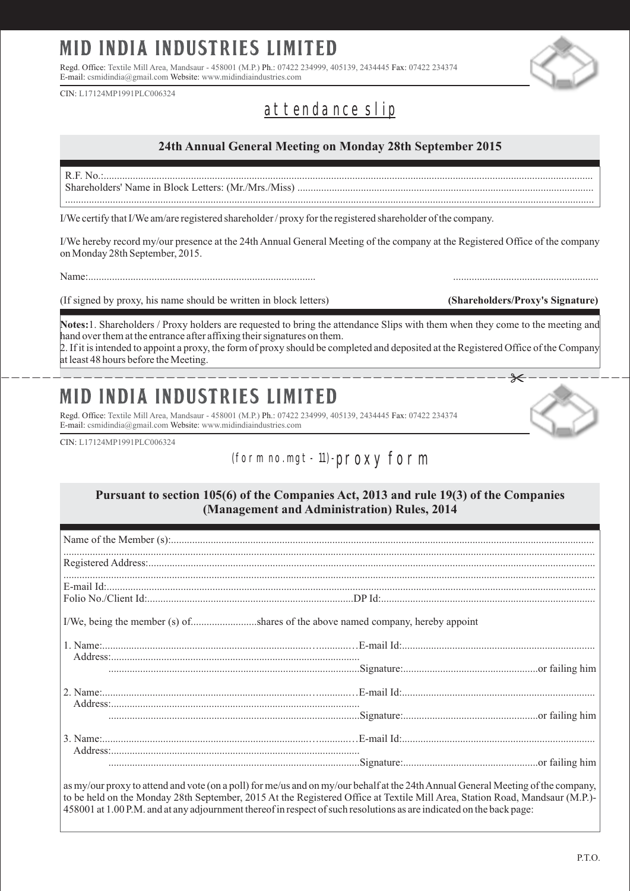# MID INDIA INDUSTRIES LIMITED

Regd. Office: Textile Mill Area, Mandsaur - 458001 (M.P.) Ph.: 07422 234999, 405139, 2434445 Fax: 07422 234374
E-mail: csmidindia@gmail.com Website: www.midindiaindustries.com

CIN: L17124MP1991PLC006324

## attendance slip

### 24th Annual General Meeting on Monday 28th September 2015

R.F. No.:....................................................................................................................................................................

Shareholders' Name in Block Letters: (Mr./Mrs./Miss) ..............................................................................................................

....................................................................................................................................................................................

I/We certify that I/We am/are registered shareholder / proxy for the registered shareholder of the company.

I/We hereby record my/our presence at the 24th Annual General Meeting of the company at the Registered Office of the company on Monday 28th September, 2015.

Name:...................................................................................... ......................................................

(If signed by proxy, his name should be written in block letters) **(Shareholders/Proxy's Signature)**

**Notes:** 1. Shareholders / Proxy holders are requested to bring the attendance Slips with them when they come to the meeting and hand over them at the entrance after affixing their signatures on them.
2. If it is intended to appoint a proxy, the form of proxy should be completed and deposited at the Registered Office of the Company at least 48 hours before the Meeting.

---

# MID INDIA INDUSTRIES LIMITED

Regd. Office: Textile Mill Area, Mandsaur - 458001 (M.P.) Ph.: 07422 234999, 405139, 2434445 Fax: 07422 234374
E-mail: csmidindia@gmail.com Website: www.midindiaindustries.com

CIN: L17124MP1991PLC006324

## (form no.mgt - 11)-proxy form

### Pursuant to section 105(6) of the Companies Act, 2013 and rule 19(3) of the Companies (Management and Administration) Rules, 2014

Name of the Member (s):...........................................................................................................................................

....................................................................................................................................................................................

Registered Address:....................................................................................................................................................

....................................................................................................................................................................................

E-mail Id:.................................................................................................................................................................

Folio No./Client Id:..............................................................................DP Id:..............................................................................

I/We, being the member (s) of.........................shares of the above named company, hereby appoint

1. Name:.............................................................................................E-mail Id:........................................................................
   Address:.............................................................................................
   ..............................................................................................Signature:..................................................or failing him

2. Name:.............................................................................................E-mail Id:........................................................................
   Address:.............................................................................................
   ..............................................................................................Signature:..................................................or failing him

3. Name:.............................................................................................E-mail Id:........................................................................
   Address:.............................................................................................
   ..............................................................................................Signature:..................................................or failing him

as my/our proxy to attend and vote (on a poll) for me/us and on my/our behalf at the 24th Annual General Meeting of the company, to be held on the Monday 28th September, 2015 At the Registered Office at Textile Mill Area, Station Road, Mandsaur (M.P.)-458001 at 1.00 P.M. and at any adjournment thereof in respect of such resolutions as are indicated on the back page:

P.T.O.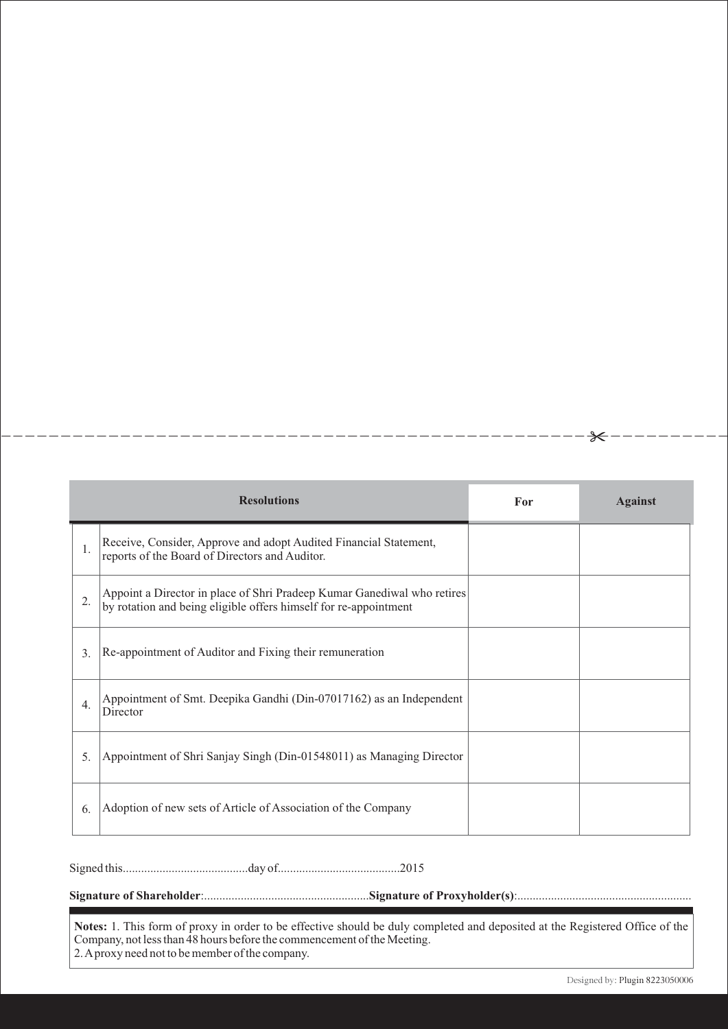| | Resolutions | For | Against |
|---|---|---|---|
| 1. | Receive, Consider, Approve and adopt Audited Financial Statement, reports of the Board of Directors and Auditor. | | |
| 2. | Appoint a Director in place of Shri Pradeep Kumar Ganediwal who retires by rotation and being eligible offers himself for re-appointment | | |
| 3. | Re-appointment of Auditor and Fixing their remuneration | | |
| 4. | Appointment of Smt. Deepika Gandhi (Din-07017162) as an Independent Director | | |
| 5. | Appointment of Shri Sanjay Singh (Din-01548011) as Managing Director | | |
| 6. | Adoption of new sets of Article of Association of the Company | | |

Signed this.........................................day of.......................................2015

**Signature of Shareholder**:......................................................**Signature of Proxyholder(s)**:.........................................................

**Notes:** 1. This form of proxy in order to be effective should be duly completed and deposited at the Registered Office of the Company, not less than 48 hours before the commencement of the Meeting.
2. A proxy need not to be member of the company.

Designed by: Plugin 8223050006